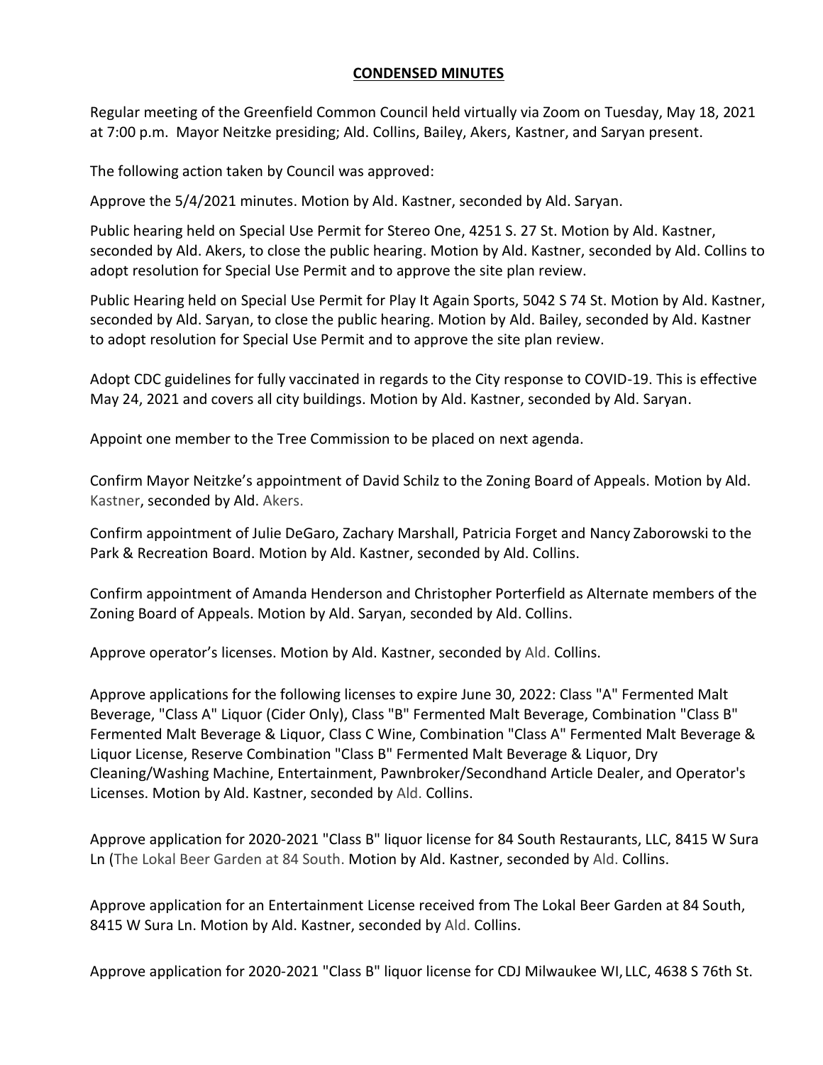**CONDENSED MINUTES**

Regular meeting of the Greenfield Common Council held virtually via Zoom on Tuesday, May 18, 2021 at 7:00 p.m. Mayor Neitzke presiding; Ald. Collins, Bailey, Akers, Kastner, and Saryan present.

The following action taken by Council was approved:

Approve the 5/4/2021 minutes. Motion by Ald. Kastner, seconded by Ald. Saryan.

Public hearing held on Special Use Permit for Stereo One, 4251 S. 27 St. Motion by Ald. Kastner, seconded by Ald. Akers, to close the public hearing. Motion by Ald. Kastner, seconded by Ald. Collins to adopt resolution for Special Use Permit and to approve the site plan review.

Public Hearing held on Special Use Permit for Play It Again Sports, 5042 S 74 St. Motion by Ald. Kastner, seconded by Ald. Saryan, to close the public hearing. Motion by Ald. Bailey, seconded by Ald. Kastner to adopt resolution for Special Use Permit and to approve the site plan review.

Adopt CDC guidelines for fully vaccinated in regards to the City response to COVID-19. This is effective May 24, 2021 and covers all city buildings. Motion by Ald. Kastner, seconded by Ald. Saryan.

Appoint one member to the Tree Commission to be placed on next agenda.

Confirm Mayor Neitzke's appointment of David Schilz to the Zoning Board of Appeals. Motion by Ald. Kastner, seconded by Ald. Akers.

Confirm appointment of Julie DeGaro, Zachary Marshall, Patricia Forget and Nancy Zaborowski to the Park & Recreation Board. Motion by Ald. Kastner, seconded by Ald. Collins.

Confirm appointment of Amanda Henderson and Christopher Porterfield as Alternate members of the Zoning Board of Appeals. Motion by Ald. Saryan, seconded by Ald. Collins.

Approve operator's licenses. Motion by Ald. Kastner, seconded by Ald. Collins.

Approve applications for the following licenses to expire June 30, 2022: Class "A" Fermented Malt Beverage, "Class A" Liquor (Cider Only), Class "B" Fermented Malt Beverage, Combination "Class B" Fermented Malt Beverage & Liquor, Class C Wine, Combination "Class A" Fermented Malt Beverage & Liquor License, Reserve Combination "Class B" Fermented Malt Beverage & Liquor, Dry Cleaning/Washing Machine, Entertainment, Pawnbroker/Secondhand Article Dealer, and Operator's Licenses. Motion by Ald. Kastner, seconded by Ald. Collins.

Approve application for 2020-2021 "Class B" liquor license for 84 South Restaurants, LLC, 8415 W Sura Ln (The Lokal Beer Garden at 84 South. Motion by Ald. Kastner, seconded by Ald. Collins.

Approve application for an Entertainment License received from The Lokal Beer Garden at 84 South, 8415 W Sura Ln. Motion by Ald. Kastner, seconded by Ald. Collins.

Approve application for 2020-2021 "Class B" liquor license for CDJ Milwaukee WI, LLC, 4638 S 76th St.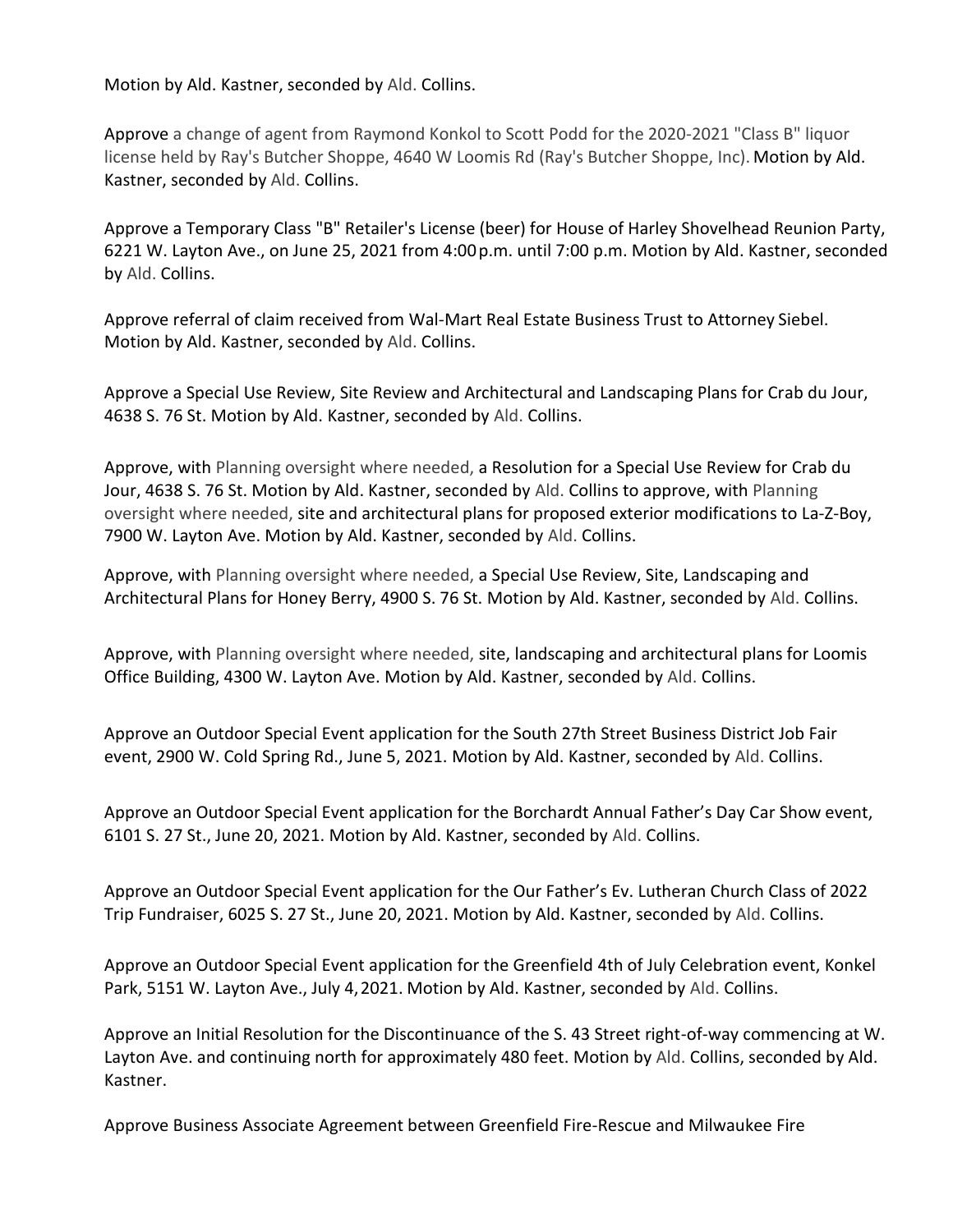Motion by Ald. Kastner, seconded by Ald. Collins.

Approve a change of agent from Raymond Konkol to Scott Podd for the 2020-2021 "Class B" liquor license held by Ray's Butcher Shoppe, 4640 W Loomis Rd (Ray's Butcher Shoppe, Inc). Motion by Ald. Kastner, seconded by Ald. Collins.

Approve a Temporary Class "B" Retailer's License (beer) for House of Harley Shovelhead Reunion Party, 6221 W. Layton Ave., on June 25, 2021 from 4:00 p.m. until 7:00 p.m. Motion by Ald. Kastner, seconded by Ald. Collins.

Approve referral of claim received from Wal-Mart Real Estate Business Trust to Attorney Siebel. Motion by Ald. Kastner, seconded by Ald. Collins.

Approve a Special Use Review, Site Review and Architectural and Landscaping Plans for Crab du Jour, 4638 S. 76 St. Motion by Ald. Kastner, seconded by Ald. Collins.

Approve, with Planning oversight where needed, a Resolution for a Special Use Review for Crab du Jour, 4638 S. 76 St. Motion by Ald. Kastner, seconded by Ald. Collins to approve, with Planning oversight where needed, site and architectural plans for proposed exterior modifications to La-Z-Boy, 7900 W. Layton Ave. Motion by Ald. Kastner, seconded by Ald. Collins.

Approve, with Planning oversight where needed, a Special Use Review, Site, Landscaping and Architectural Plans for Honey Berry, 4900 S. 76 St. Motion by Ald. Kastner, seconded by Ald. Collins.

Approve, with Planning oversight where needed, site, landscaping and architectural plans for Loomis Office Building, 4300 W. Layton Ave. Motion by Ald. Kastner, seconded by Ald. Collins.

Approve an Outdoor Special Event application for the South 27th Street Business District Job Fair event, 2900 W. Cold Spring Rd., June 5, 2021. Motion by Ald. Kastner, seconded by Ald. Collins.

Approve an Outdoor Special Event application for the Borchardt Annual Father's Day Car Show event, 6101 S. 27 St., June 20, 2021. Motion by Ald. Kastner, seconded by Ald. Collins.

Approve an Outdoor Special Event application for the Our Father's Ev. Lutheran Church Class of 2022 Trip Fundraiser, 6025 S. 27 St., June 20, 2021. Motion by Ald. Kastner, seconded by Ald. Collins.

Approve an Outdoor Special Event application for the Greenfield 4th of July Celebration event, Konkel Park, 5151 W. Layton Ave., July 4, 2021. Motion by Ald. Kastner, seconded by Ald. Collins.

Approve an Initial Resolution for the Discontinuance of the S. 43 Street right-of-way commencing at W. Layton Ave. and continuing north for approximately 480 feet. Motion by Ald. Collins, seconded by Ald. Kastner.

Approve Business Associate Agreement between Greenfield Fire-Rescue and Milwaukee Fire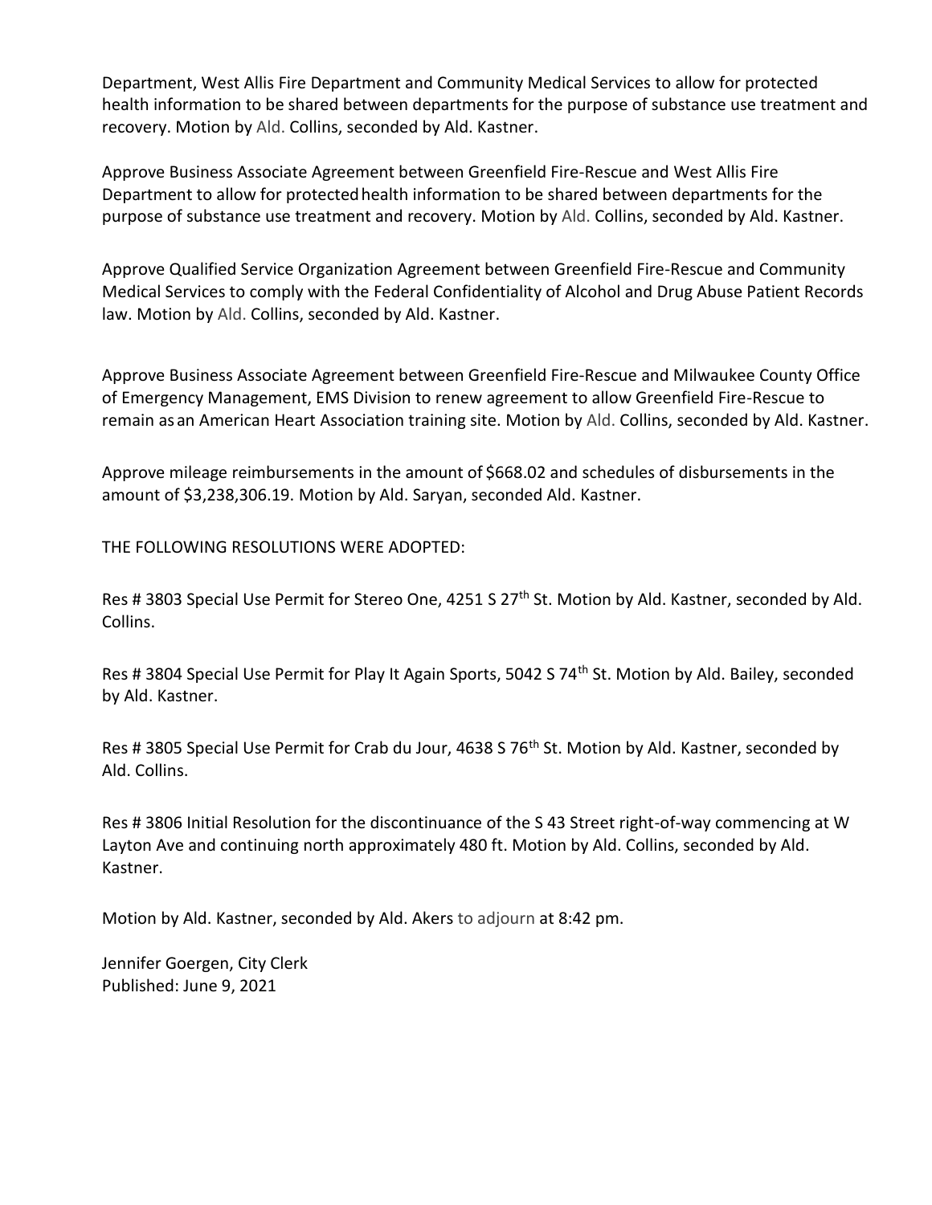Department, West Allis Fire Department and Community Medical Services to allow for protected health information to be shared between departments for the purpose of substance use treatment and recovery. Motion by Ald. Collins, seconded by Ald. Kastner.

Approve Business Associate Agreement between Greenfield Fire-Rescue and West Allis Fire Department to allow for protected health information to be shared between departments for the purpose of substance use treatment and recovery. Motion by Ald. Collins, seconded by Ald. Kastner.

Approve Qualified Service Organization Agreement between Greenfield Fire-Rescue and Community Medical Services to comply with the Federal Confidentiality of Alcohol and Drug Abuse Patient Records law. Motion by Ald. Collins, seconded by Ald. Kastner.

Approve Business Associate Agreement between Greenfield Fire-Rescue and Milwaukee County Office of Emergency Management, EMS Division to renew agreement to allow Greenfield Fire-Rescue to remain as an American Heart Association training site. Motion by Ald. Collins, seconded by Ald. Kastner.

Approve mileage reimbursements in the amount of $668.02 and schedules of disbursements in the amount of $3,238,306.19. Motion by Ald. Saryan, seconded Ald. Kastner.

THE FOLLOWING RESOLUTIONS WERE ADOPTED:

Res # 3803 Special Use Permit for Stereo One, 4251 S 27th St. Motion by Ald. Kastner, seconded by Ald. Collins.

Res # 3804 Special Use Permit for Play It Again Sports, 5042 S 74th St. Motion by Ald. Bailey, seconded by Ald. Kastner.

Res # 3805 Special Use Permit for Crab du Jour, 4638 S 76th St. Motion by Ald. Kastner, seconded by Ald. Collins.

Res # 3806 Initial Resolution for the discontinuance of the S 43 Street right-of-way commencing at W Layton Ave and continuing north approximately 480 ft. Motion by Ald. Collins, seconded by Ald. Kastner.

Motion by Ald. Kastner, seconded by Ald. Akers to adjourn at 8:42 pm.

Jennifer Goergen, City Clerk
Published: June 9, 2021